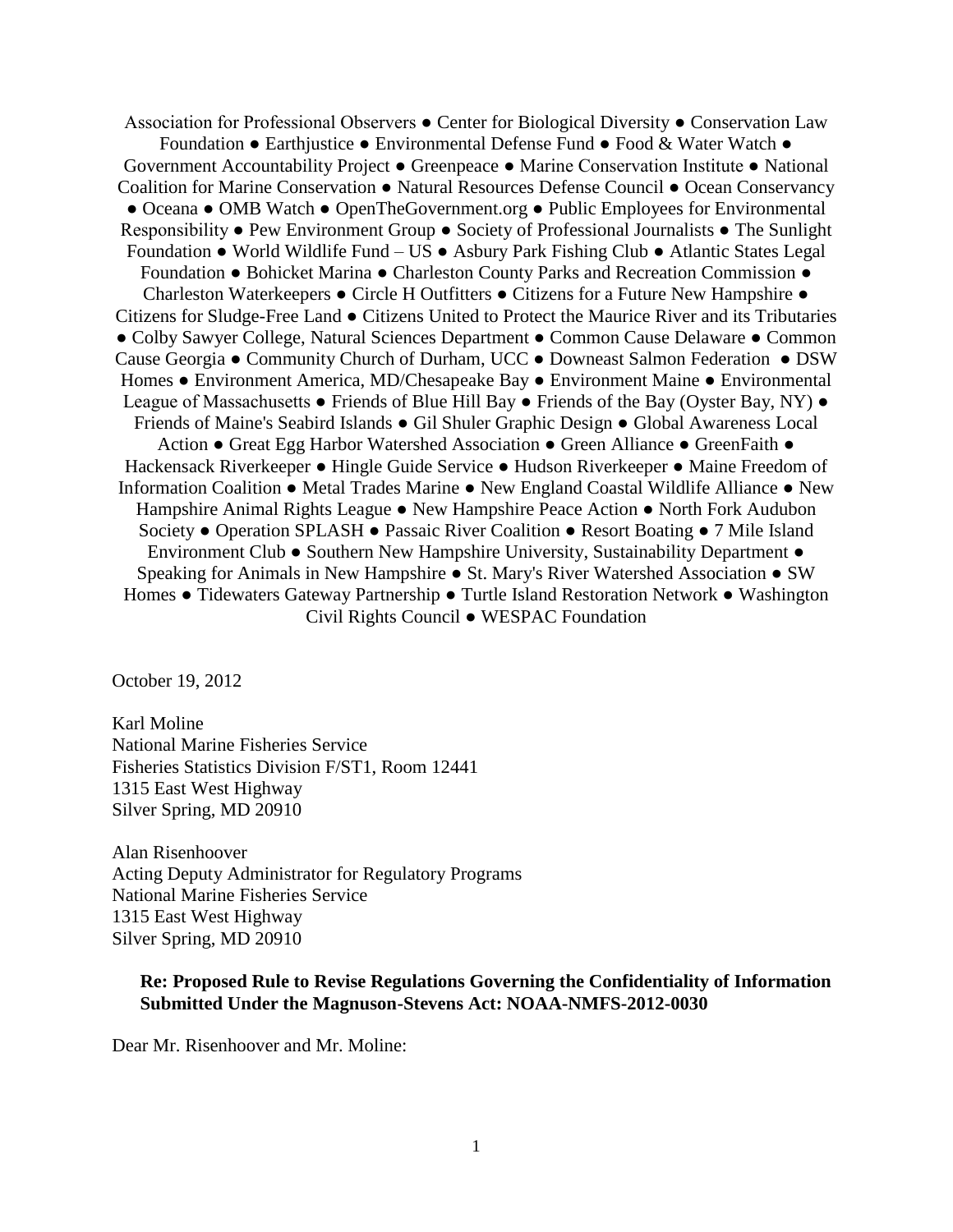Association for Professional Observers ● Center for Biological Diversity ● Conservation Law Foundation ● Earthjustice ● Environmental Defense Fund ● Food & Water Watch ● Government Accountability Project ● Greenpeace ● Marine Conservation Institute ● National Coalition for Marine Conservation ● Natural Resources Defense Council ● Ocean Conservancy ● Oceana ● OMB Watch ● OpenTheGovernment.org ● Public Employees for Environmental Responsibility ● Pew Environment Group ● Society of Professional Journalists ● The Sunlight Foundation ● World Wildlife Fund – US ● Asbury Park Fishing Club ● Atlantic States Legal Foundation ● Bohicket Marina ● Charleston County Parks and Recreation Commission ● Charleston Waterkeepers ● Circle H Outfitters ● Citizens for a Future New Hampshire ● Citizens for Sludge-Free Land ● Citizens United to Protect the Maurice River and its Tributaries ● Colby Sawyer College, Natural Sciences Department ● Common Cause Delaware ● Common Cause Georgia ● Community Church of Durham, UCC ● Downeast Salmon Federation ● DSW Homes ● Environment America, MD/Chesapeake Bay ● Environment Maine ● Environmental League of Massachusetts ● Friends of Blue Hill Bay ● Friends of the Bay (Oyster Bay, NY) ● Friends of Maine's Seabird Islands ● Gil Shuler Graphic Design ● Global Awareness Local Action ● Great Egg Harbor Watershed Association ● Green Alliance ● GreenFaith ● Hackensack Riverkeeper ● Hingle Guide Service ● Hudson Riverkeeper ● Maine Freedom of Information Coalition ● Metal Trades Marine ● New England Coastal Wildlife Alliance ● New Hampshire Animal Rights League ● New Hampshire Peace Action ● North Fork Audubon Society ● Operation SPLASH ● Passaic River Coalition ● Resort Boating ● 7 Mile Island Environment Club ● Southern New Hampshire University, Sustainability Department ● Speaking for Animals in New Hampshire ● St. Mary's River Watershed Association ● SW Homes ● Tidewaters Gateway Partnership ● Turtle Island Restoration Network ● Washington Civil Rights Council ● WESPAC Foundation

October 19, 2012

Karl Moline
National Marine Fisheries Service
Fisheries Statistics Division F/ST1, Room 12441
1315 East West Highway
Silver Spring, MD 20910

Alan Risenhoover
Acting Deputy Administrator for Regulatory Programs
National Marine Fisheries Service
1315 East West Highway
Silver Spring, MD 20910

**Re: Proposed Rule to Revise Regulations Governing the Confidentiality of Information Submitted Under the Magnuson-Stevens Act: NOAA-NMFS-2012-0030**

Dear Mr. Risenhoover and Mr. Moline: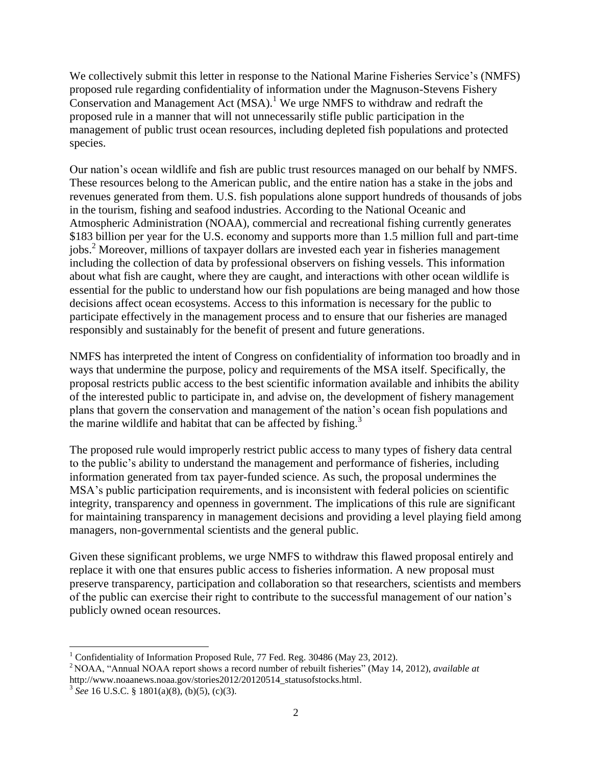We collectively submit this letter in response to the National Marine Fisheries Service's (NMFS) proposed rule regarding confidentiality of information under the Magnuson-Stevens Fishery Conservation and Management Act (MSA).[1] We urge NMFS to withdraw and redraft the proposed rule in a manner that will not unnecessarily stifle public participation in the management of public trust ocean resources, including depleted fish populations and protected species.

Our nation's ocean wildlife and fish are public trust resources managed on our behalf by NMFS. These resources belong to the American public, and the entire nation has a stake in the jobs and revenues generated from them. U.S. fish populations alone support hundreds of thousands of jobs in the tourism, fishing and seafood industries. According to the National Oceanic and Atmospheric Administration (NOAA), commercial and recreational fishing currently generates $183 billion per year for the U.S. economy and supports more than 1.5 million full and part-time jobs.[2] Moreover, millions of taxpayer dollars are invested each year in fisheries management including the collection of data by professional observers on fishing vessels. This information about what fish are caught, where they are caught, and interactions with other ocean wildlife is essential for the public to understand how our fish populations are being managed and how those decisions affect ocean ecosystems. Access to this information is necessary for the public to participate effectively in the management process and to ensure that our fisheries are managed responsibly and sustainably for the benefit of present and future generations.

NMFS has interpreted the intent of Congress on confidentiality of information too broadly and in ways that undermine the purpose, policy and requirements of the MSA itself. Specifically, the proposal restricts public access to the best scientific information available and inhibits the ability of the interested public to participate in, and advise on, the development of fishery management plans that govern the conservation and management of the nation's ocean fish populations and the marine wildlife and habitat that can be affected by fishing.[3]

The proposed rule would improperly restrict public access to many types of fishery data central to the public's ability to understand the management and performance of fisheries, including information generated from tax payer-funded science. As such, the proposal undermines the MSA's public participation requirements, and is inconsistent with federal policies on scientific integrity, transparency and openness in government. The implications of this rule are significant for maintaining transparency in management decisions and providing a level playing field among managers, non-governmental scientists and the general public.

Given these significant problems, we urge NMFS to withdraw this flawed proposal entirely and replace it with one that ensures public access to fisheries information. A new proposal must preserve transparency, participation and collaboration so that researchers, scientists and members of the public can exercise their right to contribute to the successful management of our nation's publicly owned ocean resources.

---

[1] Confidentiality of Information Proposed Rule, 77 Fed. Reg. 30486 (May 23, 2012).

[2] NOAA, "Annual NOAA report shows a record number of rebuilt fisheries" (May 14, 2012), *available at* http://www.noaanews.noaa.gov/stories2012/20120514_statusofstocks.html.

[3] *See* 16 U.S.C. § 1801(a)(8), (b)(5), (c)(3).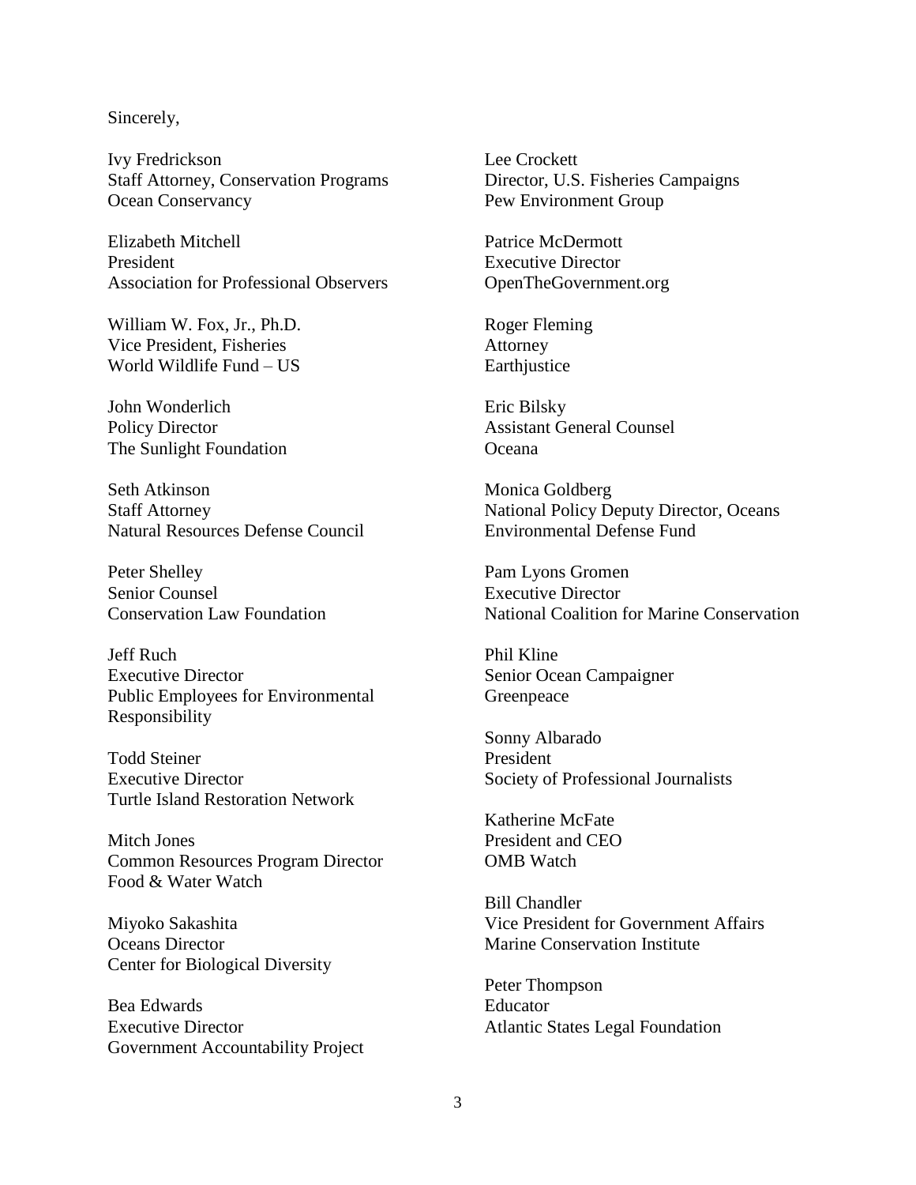Sincerely,

Ivy Fredrickson  
Staff Attorney, Conservation Programs  
Ocean Conservancy

Elizabeth Mitchell  
President  
Association for Professional Observers

William W. Fox, Jr., Ph.D.  
Vice President, Fisheries  
World Wildlife Fund – US

John Wonderlich  
Policy Director  
The Sunlight Foundation

Seth Atkinson  
Staff Attorney  
Natural Resources Defense Council

Peter Shelley  
Senior Counsel  
Conservation Law Foundation

Jeff Ruch  
Executive Director  
Public Employees for Environmental Responsibility

Todd Steiner  
Executive Director  
Turtle Island Restoration Network

Mitch Jones  
Common Resources Program Director  
Food & Water Watch

Miyoko Sakashita  
Oceans Director  
Center for Biological Diversity

Bea Edwards  
Executive Director  
Government Accountability Project

Lee Crockett  
Director, U.S. Fisheries Campaigns  
Pew Environment Group

Patrice McDermott  
Executive Director  
OpenTheGovernment.org

Roger Fleming  
Attorney  
Earthjustice

Eric Bilsky  
Assistant General Counsel  
Oceana

Monica Goldberg  
National Policy Deputy Director, Oceans  
Environmental Defense Fund

Pam Lyons Gromen  
Executive Director  
National Coalition for Marine Conservation

Phil Kline  
Senior Ocean Campaigner  
Greenpeace

Sonny Albarado  
President  
Society of Professional Journalists

Katherine McFate  
President and CEO  
OMB Watch

Bill Chandler  
Vice President for Government Affairs  
Marine Conservation Institute

Peter Thompson  
Educator  
Atlantic States Legal Foundation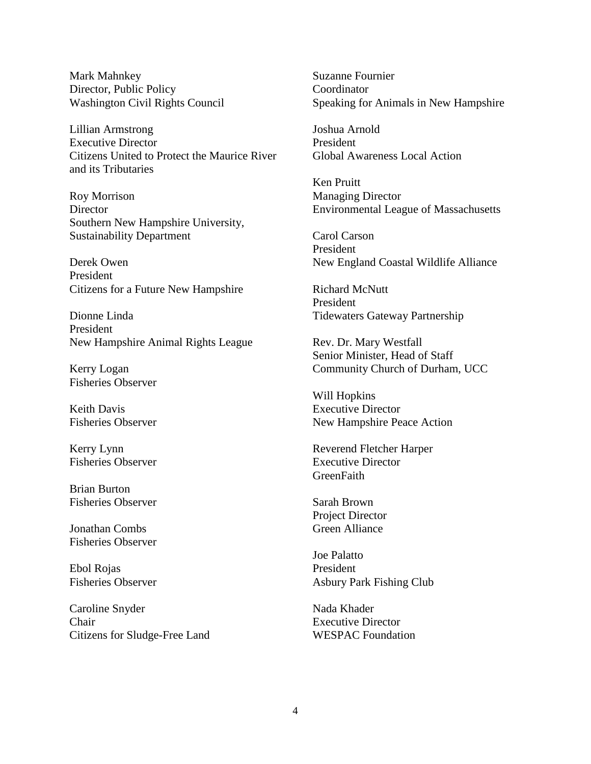Mark Mahnkey
Director, Public Policy
Washington Civil Rights Council

Lillian Armstrong
Executive Director
Citizens United to Protect the Maurice River and its Tributaries

Roy Morrison
Director
Southern New Hampshire University, Sustainability Department

Derek Owen
President
Citizens for a Future New Hampshire

Dionne Linda
President
New Hampshire Animal Rights League

Kerry Logan
Fisheries Observer

Keith Davis
Fisheries Observer

Kerry Lynn
Fisheries Observer

Brian Burton
Fisheries Observer

Jonathan Combs
Fisheries Observer

Ebol Rojas
Fisheries Observer

Caroline Snyder
Chair
Citizens for Sludge-Free Land

Suzanne Fournier
Coordinator
Speaking for Animals in New Hampshire

Joshua Arnold
President
Global Awareness Local Action

Ken Pruitt
Managing Director
Environmental League of Massachusetts

Carol Carson
President
New England Coastal Wildlife Alliance

Richard McNutt
President
Tidewaters Gateway Partnership

Rev. Dr. Mary Westfall
Senior Minister, Head of Staff
Community Church of Durham, UCC

Will Hopkins
Executive Director
New Hampshire Peace Action

Reverend Fletcher Harper
Executive Director
GreenFaith

Sarah Brown
Project Director
Green Alliance

Joe Palatto
President
Asbury Park Fishing Club

Nada Khader
Executive Director
WESPAC Foundation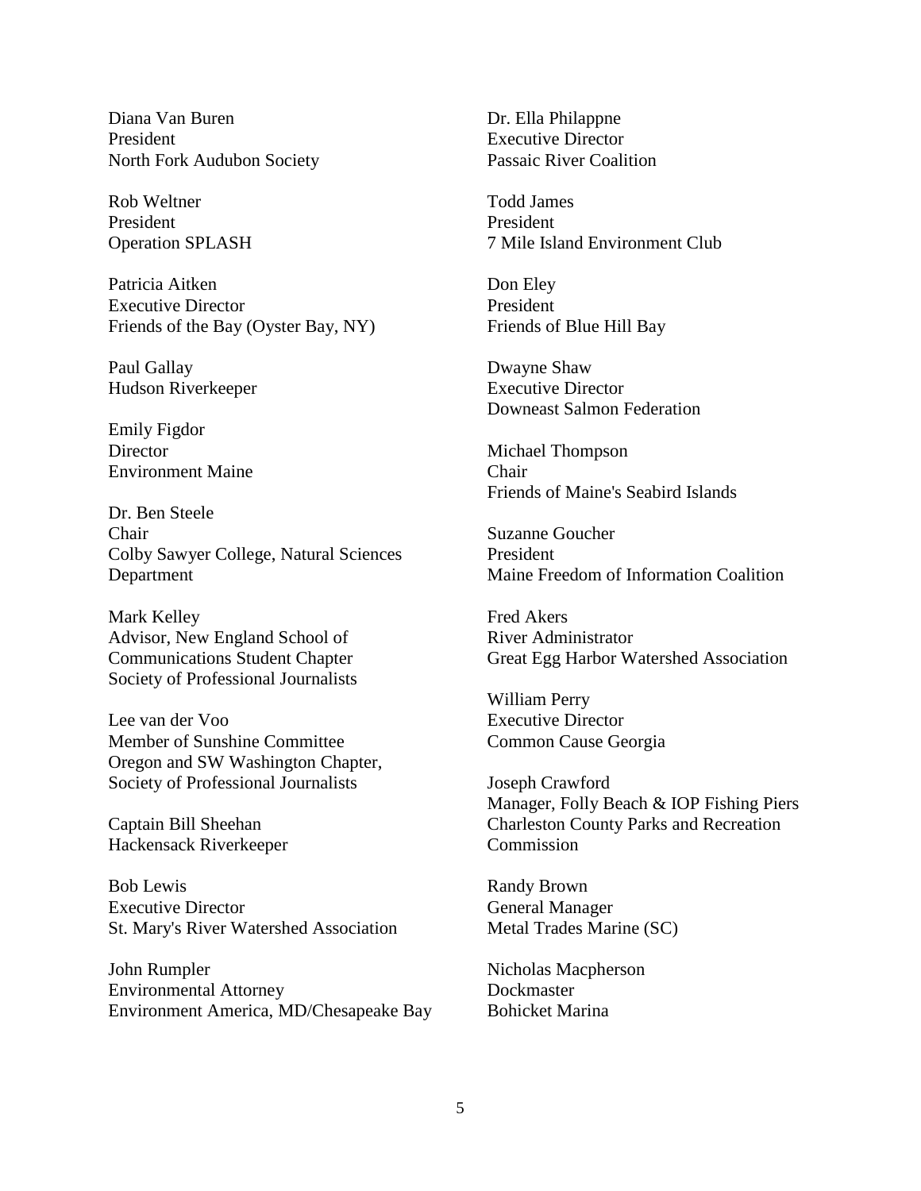Diana Van Buren
President
North Fork Audubon Society

Rob Weltner
President
Operation SPLASH

Patricia Aitken
Executive Director
Friends of the Bay (Oyster Bay, NY)

Paul Gallay
Hudson Riverkeeper

Emily Figdor
Director
Environment Maine

Dr. Ben Steele
Chair
Colby Sawyer College, Natural Sciences Department

Mark Kelley
Advisor, New England School of Communications Student Chapter
Society of Professional Journalists

Lee van der Voo
Member of Sunshine Committee
Oregon and SW Washington Chapter, Society of Professional Journalists

Captain Bill Sheehan
Hackensack Riverkeeper

Bob Lewis
Executive Director
St. Mary's River Watershed Association

John Rumpler
Environmental Attorney
Environment America, MD/Chesapeake Bay

Dr. Ella Philappne
Executive Director
Passaic River Coalition

Todd James
President
7 Mile Island Environment Club

Don Eley
President
Friends of Blue Hill Bay

Dwayne Shaw
Executive Director
Downeast Salmon Federation

Michael Thompson
Chair
Friends of Maine's Seabird Islands

Suzanne Goucher
President
Maine Freedom of Information Coalition

Fred Akers
River Administrator
Great Egg Harbor Watershed Association

William Perry
Executive Director
Common Cause Georgia

Joseph Crawford
Manager, Folly Beach & IOP Fishing Piers
Charleston County Parks and Recreation Commission

Randy Brown
General Manager
Metal Trades Marine (SC)

Nicholas Macpherson
Dockmaster
Bohicket Marina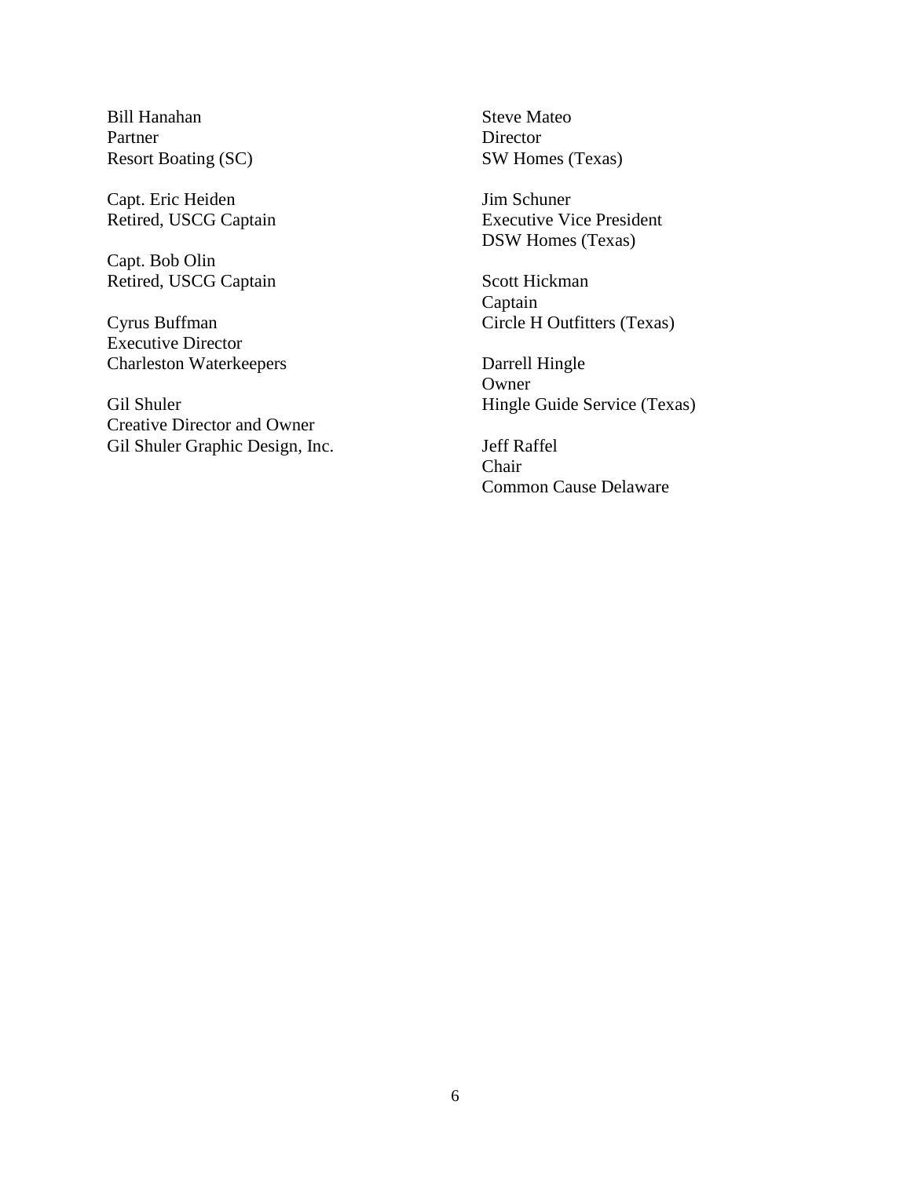Bill Hanahan
Partner
Resort Boating (SC)

Capt. Eric Heiden
Retired, USCG Captain

Capt. Bob Olin
Retired, USCG Captain

Cyrus Buffman
Executive Director
Charleston Waterkeepers

Gil Shuler
Creative Director and Owner
Gil Shuler Graphic Design, Inc.

Steve Mateo
Director
SW Homes (Texas)

Jim Schuner
Executive Vice President
DSW Homes (Texas)

Scott Hickman
Captain
Circle H Outfitters (Texas)

Darrell Hingle
Owner
Hingle Guide Service (Texas)

Jeff Raffel
Chair
Common Cause Delaware